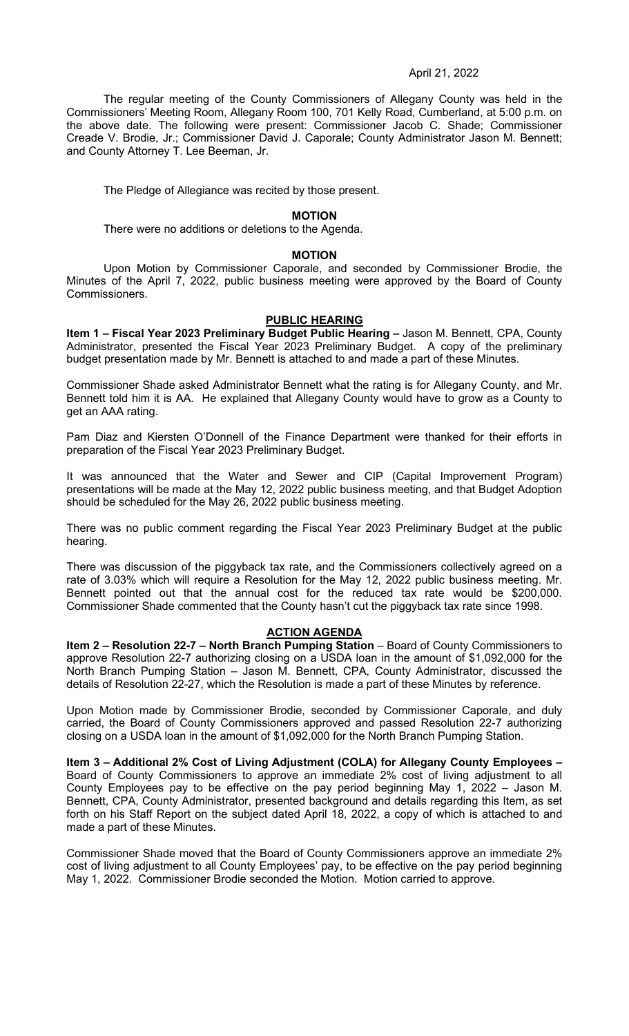April 21, 2022

The regular meeting of the County Commissioners of Allegany County was held in the Commissioners' Meeting Room, Allegany Room 100, 701 Kelly Road, Cumberland, at 5:00 p.m. on the above date. The following were present: Commissioner Jacob C. Shade; Commissioner Creade V. Brodie, Jr.; Commissioner David J. Caporale; County Administrator Jason M. Bennett; and County Attorney T. Lee Beeman, Jr.

The Pledge of Allegiance was recited by those present.

**MOTION**

There were no additions or deletions to the Agenda.

**MOTION**

Upon Motion by Commissioner Caporale, and seconded by Commissioner Brodie, the Minutes of the April 7, 2022, public business meeting were approved by the Board of County Commissioners.

**PUBLIC HEARING**

**Item 1 – Fiscal Year 2023 Preliminary Budget Public Hearing –** Jason M. Bennett, CPA, County Administrator, presented the Fiscal Year 2023 Preliminary Budget. A copy of the preliminary budget presentation made by Mr. Bennett is attached to and made a part of these Minutes.

Commissioner Shade asked Administrator Bennett what the rating is for Allegany County, and Mr. Bennett told him it is AA. He explained that Allegany County would have to grow as a County to get an AAA rating.

Pam Diaz and Kiersten O'Donnell of the Finance Department were thanked for their efforts in preparation of the Fiscal Year 2023 Preliminary Budget.

It was announced that the Water and Sewer and CIP (Capital Improvement Program) presentations will be made at the May 12, 2022 public business meeting, and that Budget Adoption should be scheduled for the May 26, 2022 public business meeting.

There was no public comment regarding the Fiscal Year 2023 Preliminary Budget at the public hearing.

There was discussion of the piggyback tax rate, and the Commissioners collectively agreed on a rate of 3.03% which will require a Resolution for the May 12, 2022 public business meeting. Mr. Bennett pointed out that the annual cost for the reduced tax rate would be $200,000. Commissioner Shade commented that the County hasn't cut the piggyback tax rate since 1998.

**ACTION AGENDA**

**Item 2 – Resolution 22-7 – North Branch Pumping Station** – Board of County Commissioners to approve Resolution 22-7 authorizing closing on a USDA loan in the amount of $1,092,000 for the North Branch Pumping Station – Jason M. Bennett, CPA, County Administrator, discussed the details of Resolution 22-27, which the Resolution is made a part of these Minutes by reference.

Upon Motion made by Commissioner Brodie, seconded by Commissioner Caporale, and duly carried, the Board of County Commissioners approved and passed Resolution 22-7 authorizing closing on a USDA loan in the amount of $1,092,000 for the North Branch Pumping Station.

**Item 3 – Additional 2% Cost of Living Adjustment (COLA) for Allegany County Employees –** Board of County Commissioners to approve an immediate 2% cost of living adjustment to all County Employees pay to be effective on the pay period beginning May 1, 2022 – Jason M. Bennett, CPA, County Administrator, presented background and details regarding this Item, as set forth on his Staff Report on the subject dated April 18, 2022, a copy of which is attached to and made a part of these Minutes.

Commissioner Shade moved that the Board of County Commissioners approve an immediate 2% cost of living adjustment to all County Employees' pay, to be effective on the pay period beginning May 1, 2022. Commissioner Brodie seconded the Motion. Motion carried to approve.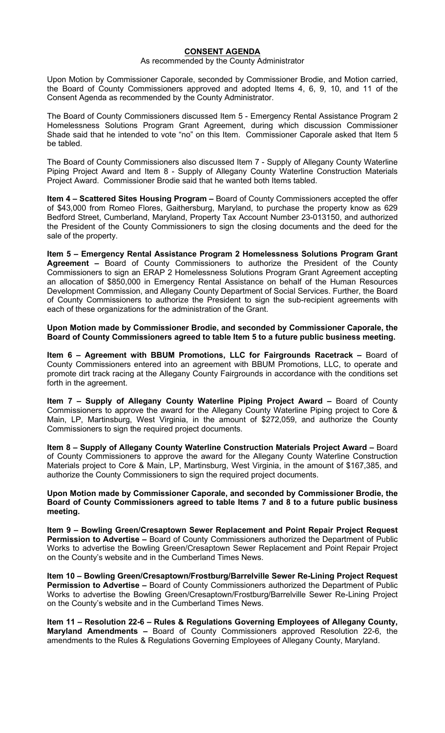## CONSENT AGENDA

As recommended by the County Administrator

Upon Motion by Commissioner Caporale, seconded by Commissioner Brodie, and Motion carried, the Board of County Commissioners approved and adopted Items 4, 6, 9, 10, and 11 of the Consent Agenda as recommended by the County Administrator.

The Board of County Commissioners discussed Item 5 - Emergency Rental Assistance Program 2 Homelessness Solutions Program Grant Agreement, during which discussion Commissioner Shade said that he intended to vote "no" on this Item. Commissioner Caporale asked that Item 5 be tabled.

The Board of County Commissioners also discussed Item 7 - Supply of Allegany County Waterline Piping Project Award and Item 8 - Supply of Allegany County Waterline Construction Materials Project Award. Commissioner Brodie said that he wanted both Items tabled.

**Item 4 – Scattered Sites Housing Program –** Board of County Commissioners accepted the offer of $43,000 from Romeo Flores, Gaithersburg, Maryland, to purchase the property know as 629 Bedford Street, Cumberland, Maryland, Property Tax Account Number 23-013150, and authorized the President of the County Commissioners to sign the closing documents and the deed for the sale of the property.

**Item 5 – Emergency Rental Assistance Program 2 Homelessness Solutions Program Grant Agreement –** Board of County Commissioners to authorize the President of the County Commissioners to sign an ERAP 2 Homelessness Solutions Program Grant Agreement accepting an allocation of $850,000 in Emergency Rental Assistance on behalf of the Human Resources Development Commission, and Allegany County Department of Social Services. Further, the Board of County Commissioners to authorize the President to sign the sub-recipient agreements with each of these organizations for the administration of the Grant.

**Upon Motion made by Commissioner Brodie, and seconded by Commissioner Caporale, the Board of County Commissioners agreed to table Item 5 to a future public business meeting.**

**Item 6 – Agreement with BBUM Promotions, LLC for Fairgrounds Racetrack –** Board of County Commissioners entered into an agreement with BBUM Promotions, LLC, to operate and promote dirt track racing at the Allegany County Fairgrounds in accordance with the conditions set forth in the agreement.

**Item 7 – Supply of Allegany County Waterline Piping Project Award –** Board of County Commissioners to approve the award for the Allegany County Waterline Piping project to Core & Main, LP, Martinsburg, West Virginia, in the amount of $272,059, and authorize the County Commissioners to sign the required project documents.

**Item 8 – Supply of Allegany County Waterline Construction Materials Project Award –** Board of County Commissioners to approve the award for the Allegany County Waterline Construction Materials project to Core & Main, LP, Martinsburg, West Virginia, in the amount of $167,385, and authorize the County Commissioners to sign the required project documents.

**Upon Motion made by Commissioner Caporale, and seconded by Commissioner Brodie, the Board of County Commissioners agreed to table Items 7 and 8 to a future public business meeting.**

**Item 9 – Bowling Green/Cresaptown Sewer Replacement and Point Repair Project Request Permission to Advertise –** Board of County Commissioners authorized the Department of Public Works to advertise the Bowling Green/Cresaptown Sewer Replacement and Point Repair Project on the County's website and in the Cumberland Times News.

**Item 10 – Bowling Green/Cresaptown/Frostburg/Barrelville Sewer Re-Lining Project Request Permission to Advertise –** Board of County Commissioners authorized the Department of Public Works to advertise the Bowling Green/Cresaptown/Frostburg/Barrelville Sewer Re-Lining Project on the County's website and in the Cumberland Times News.

**Item 11 – Resolution 22-6 – Rules & Regulations Governing Employees of Allegany County, Maryland Amendments –** Board of County Commissioners approved Resolution 22-6, the amendments to the Rules & Regulations Governing Employees of Allegany County, Maryland.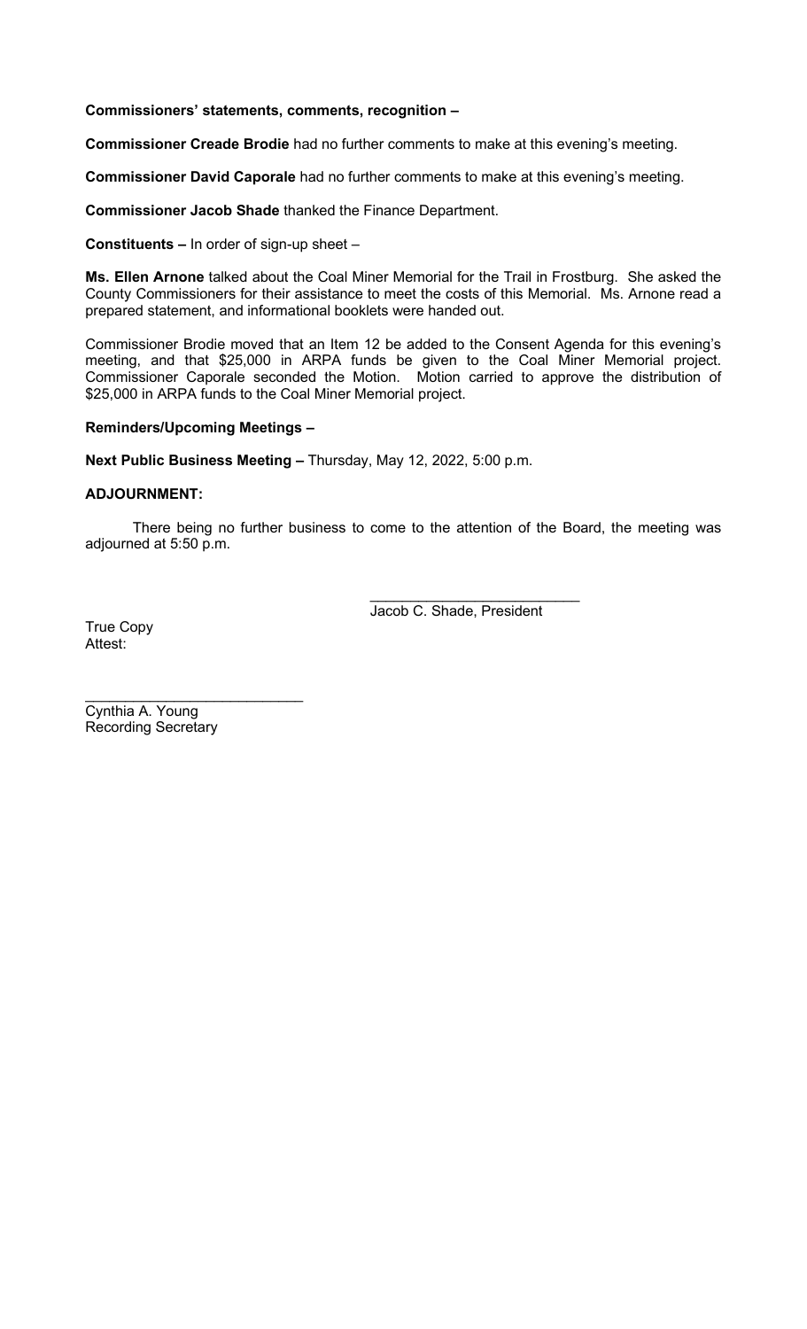**Commissioners' statements, comments, recognition –**

**Commissioner Creade Brodie** had no further comments to make at this evening's meeting.

**Commissioner David Caporale** had no further comments to make at this evening's meeting.

**Commissioner Jacob Shade** thanked the Finance Department.

**Constituents –** In order of sign-up sheet –

**Ms. Ellen Arnone** talked about the Coal Miner Memorial for the Trail in Frostburg. She asked the County Commissioners for their assistance to meet the costs of this Memorial. Ms. Arnone read a prepared statement, and informational booklets were handed out.

Commissioner Brodie moved that an Item 12 be added to the Consent Agenda for this evening's meeting, and that $25,000 in ARPA funds be given to the Coal Miner Memorial project. Commissioner Caporale seconded the Motion. Motion carried to approve the distribution of $25,000 in ARPA funds to the Coal Miner Memorial project.

**Reminders/Upcoming Meetings –**

**Next Public Business Meeting –** Thursday, May 12, 2022, 5:00 p.m.

**ADJOURNMENT:**

There being no further business to come to the attention of the Board, the meeting was adjourned at 5:50 p.m.

\_\_\_\_\_\_\_\_\_\_\_\_\_\_\_\_\_\_\_\_\_\_\_\_\_\_\_
Jacob C. Shade, President

True Copy
Attest:

\_\_\_\_\_\_\_\_\_\_\_\_\_\_\_\_\_\_\_\_\_\_\_\_\_\_\_
Cynthia A. Young
Recording Secretary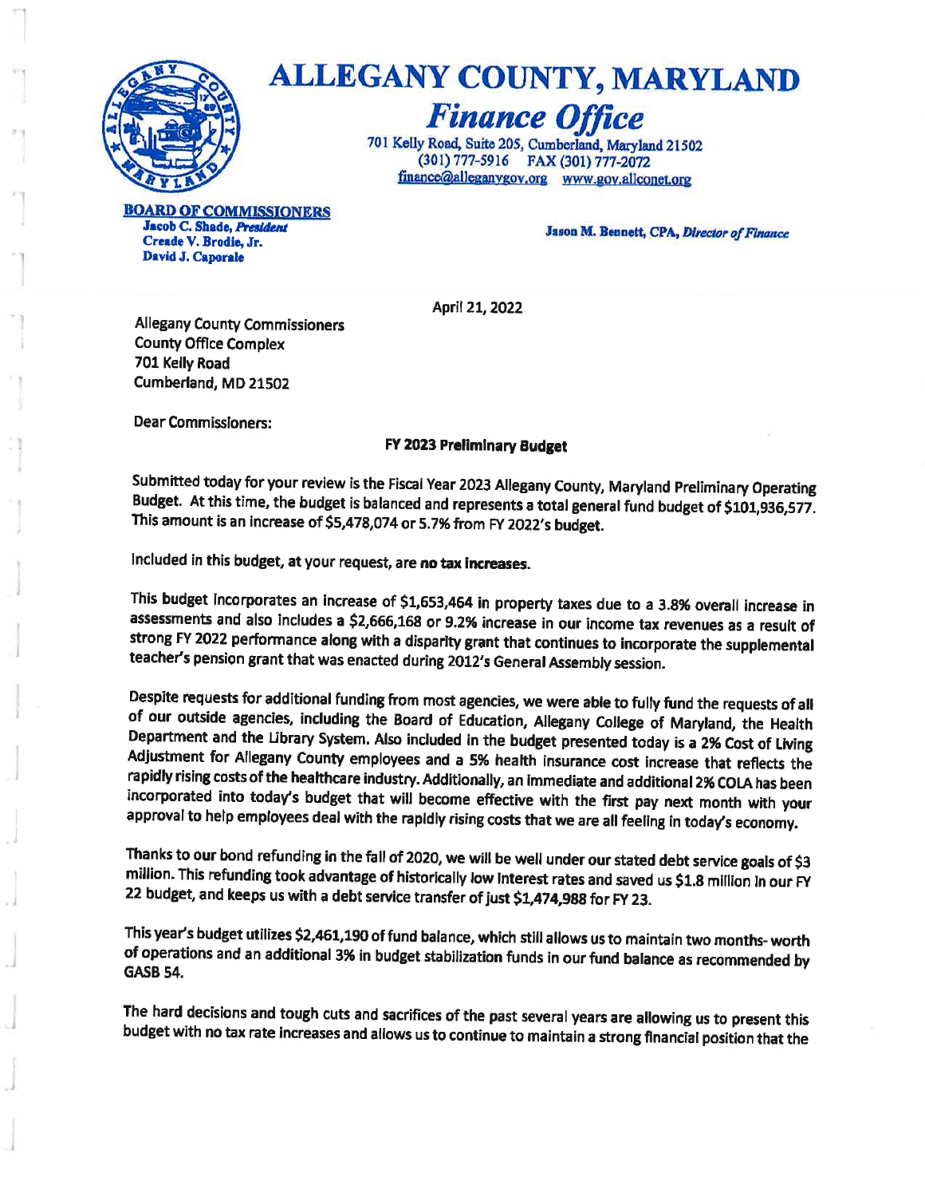# ALLEGANY COUNTY, MARYLAND

## *Finance Office*

701 Kelly Road, Suite 205, Cumberland, Maryland 21502
(301) 777-5916 FAX (301) 777-2072
finance@alleganygov.org www.gov.allconet.org

**BOARD OF COMMISSIONERS**
**Jacob C. Shade, *President***
**Creade V. Brodie, Jr.**
**David J. Caporale**

**Jason M. Bennett, CPA, *Director of Finance***

April 21, 2022

Allegany County Commissioners
County Office Complex
701 Kelly Road
Cumberland, MD 21502

Dear Commissioners:

**FY 2023 Preliminary Budget**

Submitted today for your review is the Fiscal Year 2023 Allegany County, Maryland Preliminary Operating Budget. At this time, the budget is balanced and represents a total general fund budget of $101,936,577. This amount is an increase of $5,478,074 or 5.7% from FY 2022's budget.

Included in this budget, at your request, are **no tax increases**.

This budget incorporates an increase of $1,653,464 in property taxes due to a 3.8% overall increase in assessments and also includes a $2,666,168 or 9.2% increase in our income tax revenues as a result of strong FY 2022 performance along with a disparity grant that continues to incorporate the supplemental teacher's pension grant that was enacted during 2012's General Assembly session.

Despite requests for additional funding from most agencies, we were able to fully fund the requests of all of our outside agencies, including the Board of Education, Allegany College of Maryland, the Health Department and the Library System. Also included in the budget presented today is a 2% Cost of Living Adjustment for Allegany County employees and a 5% health insurance cost increase that reflects the rapidly rising costs of the healthcare industry. Additionally, an immediate and additional 2% COLA has been incorporated into today's budget that will become effective with the first pay next month with your approval to help employees deal with the rapidly rising costs that we are all feeling in today's economy.

Thanks to our bond refunding in the fall of 2020, we will be well under our stated debt service goals of $3 million. This refunding took advantage of historically low interest rates and saved us $1.8 million in our FY 22 budget, and keeps us with a debt service transfer of just $1,474,988 for FY 23.

This year's budget utilizes $2,461,190 of fund balance, which still allows us to maintain two months- worth of operations and an additional 3% in budget stabilization funds in our fund balance as recommended by GASB 54.

The hard decisions and tough cuts and sacrifices of the past several years are allowing us to present this budget with no tax rate increases and allows us to continue to maintain a strong financial position that the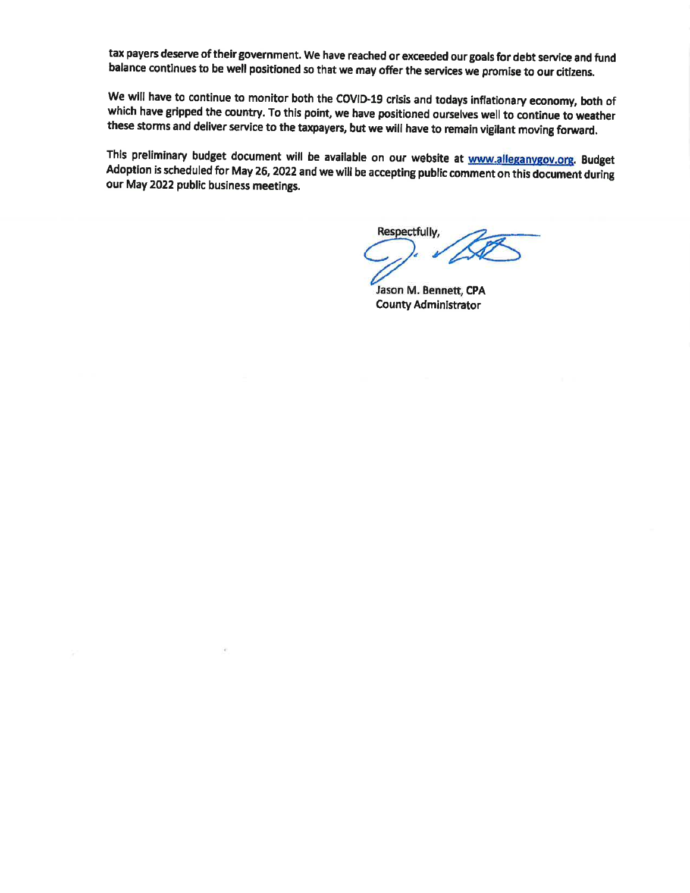tax payers deserve of their government. We have reached or exceeded our goals for debt service and fund balance continues to be well positioned so that we may offer the services we promise to our citizens.

We will have to continue to monitor both the COVID-19 crisis and todays inflationary economy, both of which have gripped the country. To this point, we have positioned ourselves well to continue to weather these storms and deliver service to the taxpayers, but we will have to remain vigilant moving forward.

This preliminary budget document will be available on our website at www.alleganygov.org. Budget Adoption is scheduled for May 26, 2022 and we will be accepting public comment on this document during our May 2022 public business meetings.

Respectfully,

Jason M. Bennett, CPA
County Administrator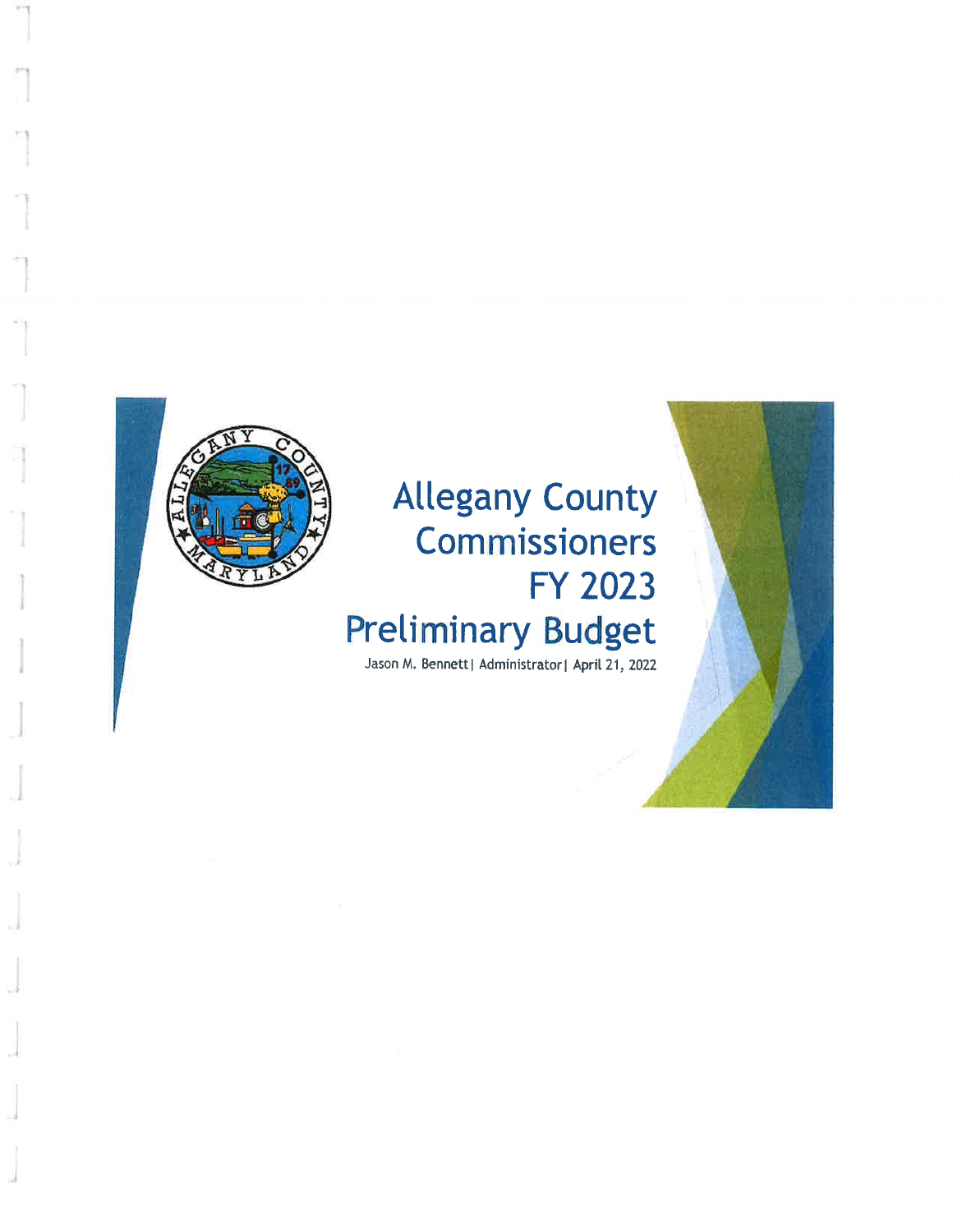# Allegany County Commissioners FY 2023 Preliminary Budget

Jason M. Bennett | Administrator | April 21, 2022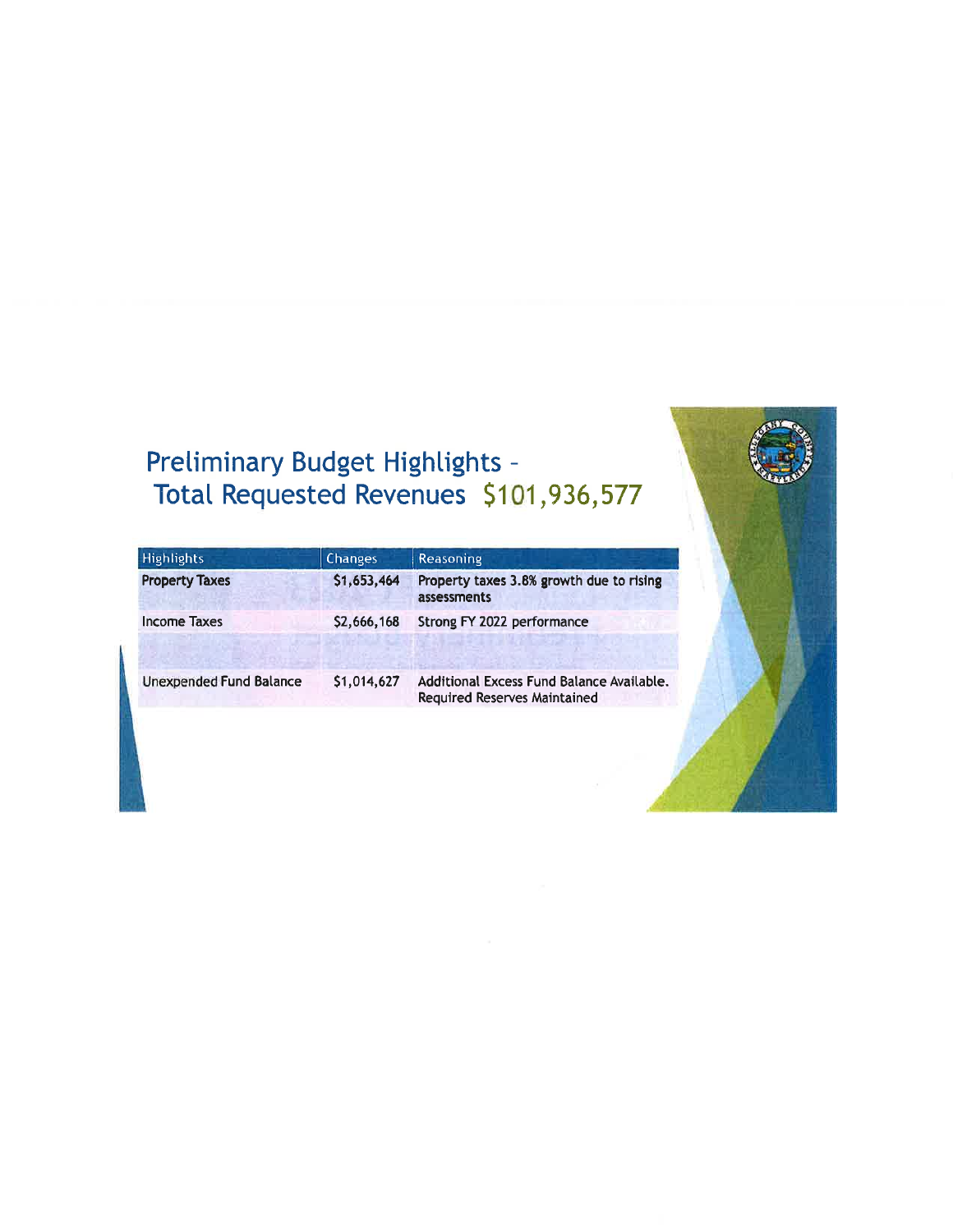# Preliminary Budget Highlights – Total Requested Revenues $101,936,577

| Highlights | Changes | Reasoning |
|---|---|---|
| **Property Taxes** | $1,653,464 | Property taxes 3.8% growth due to rising assessments |
| Income Taxes | $2,666,168 | Strong FY 2022 performance |
| | | |
| Unexpended Fund Balance | $1,014,627 | Additional Excess Fund Balance Available. Required Reserves Maintained |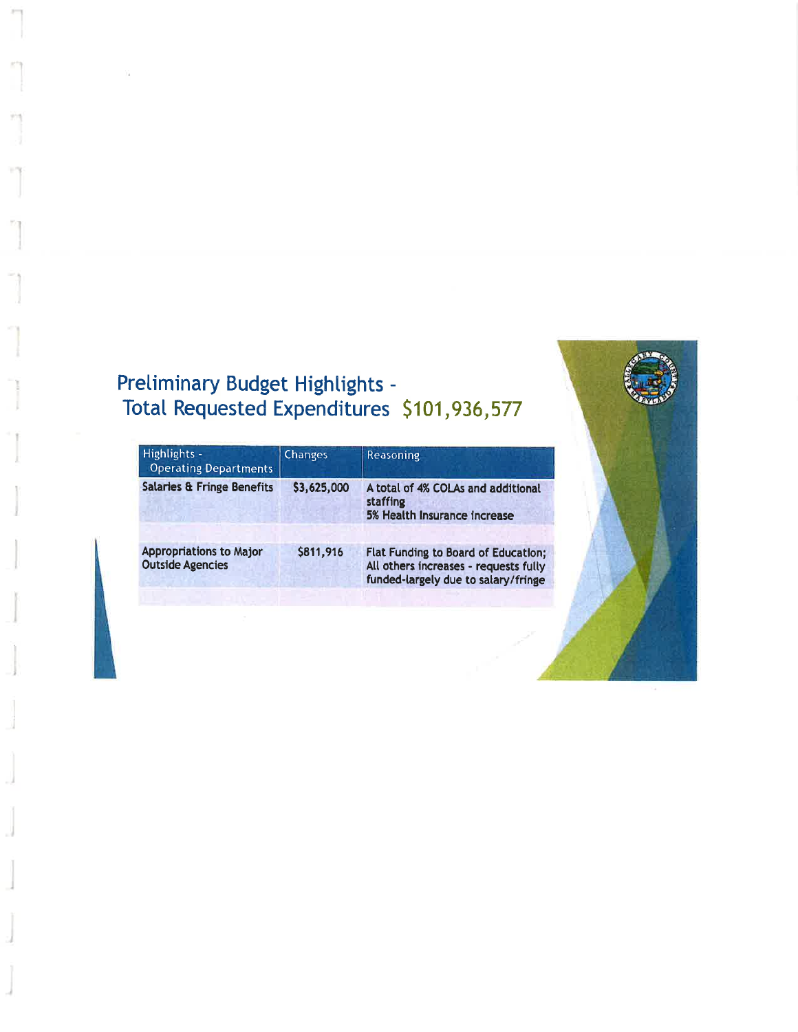## Preliminary Budget Highlights - Total Requested Expenditures $101,936,577

| Highlights - Operating Departments | Changes | Reasoning |
|---|---|---|
| Salaries & Fringe Benefits | $3,625,000 | A total of 4% COLAs and additional staffing<br>5% Health Insurance Increase |
| | | |
| Appropriations to Major Outside Agencies | $811,916 | Flat Funding to Board of Education; All others increases - requests fully funded-largely due to salary/fringe |
| | | |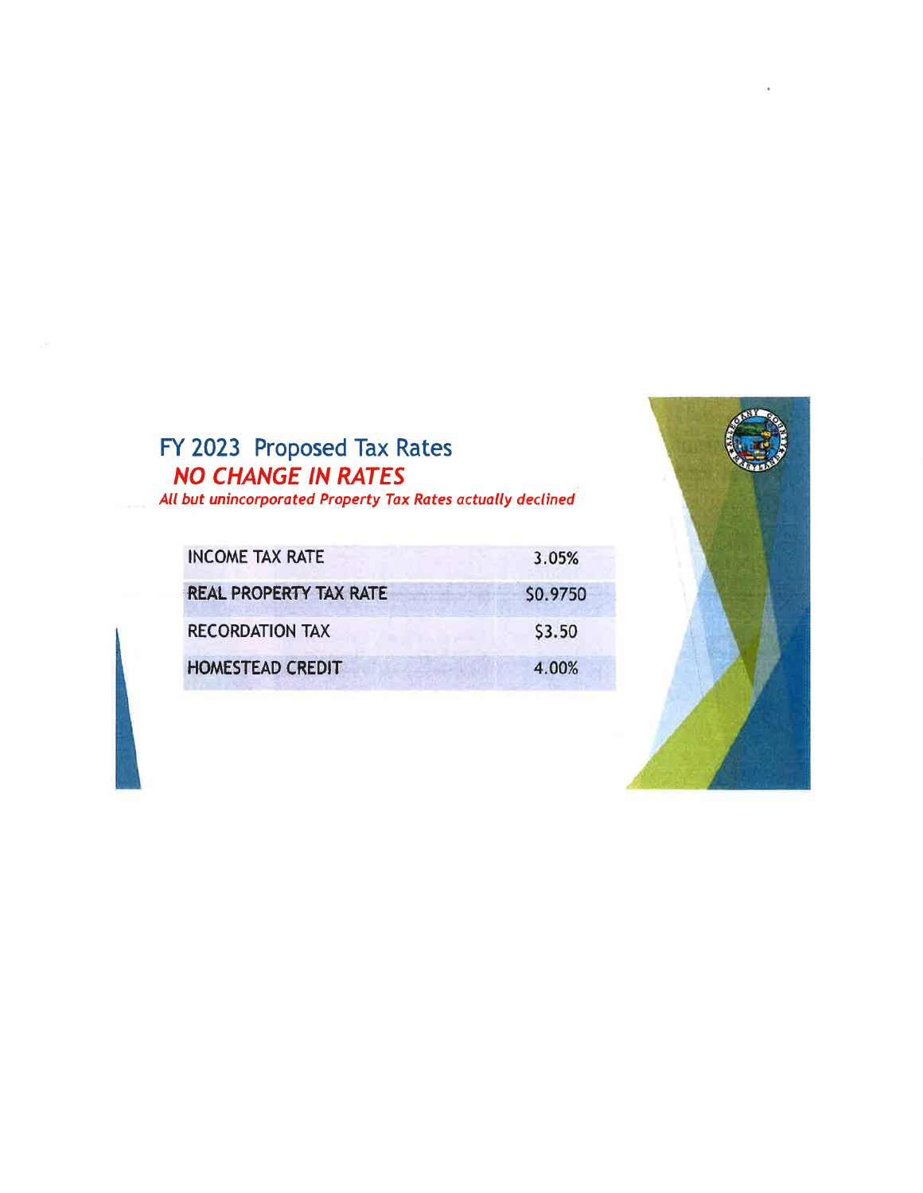# FY 2023 Proposed Tax Rates

***NO CHANGE IN RATES***

*All but unincorporated Property Tax Rates actually declined*

| | |
|---|---|
| INCOME TAX RATE | 3.05% |
| REAL PROPERTY TAX RATE | $0.9750 |
| RECORDATION TAX | $3.50 |
| HOMESTEAD CREDIT | 4.00% |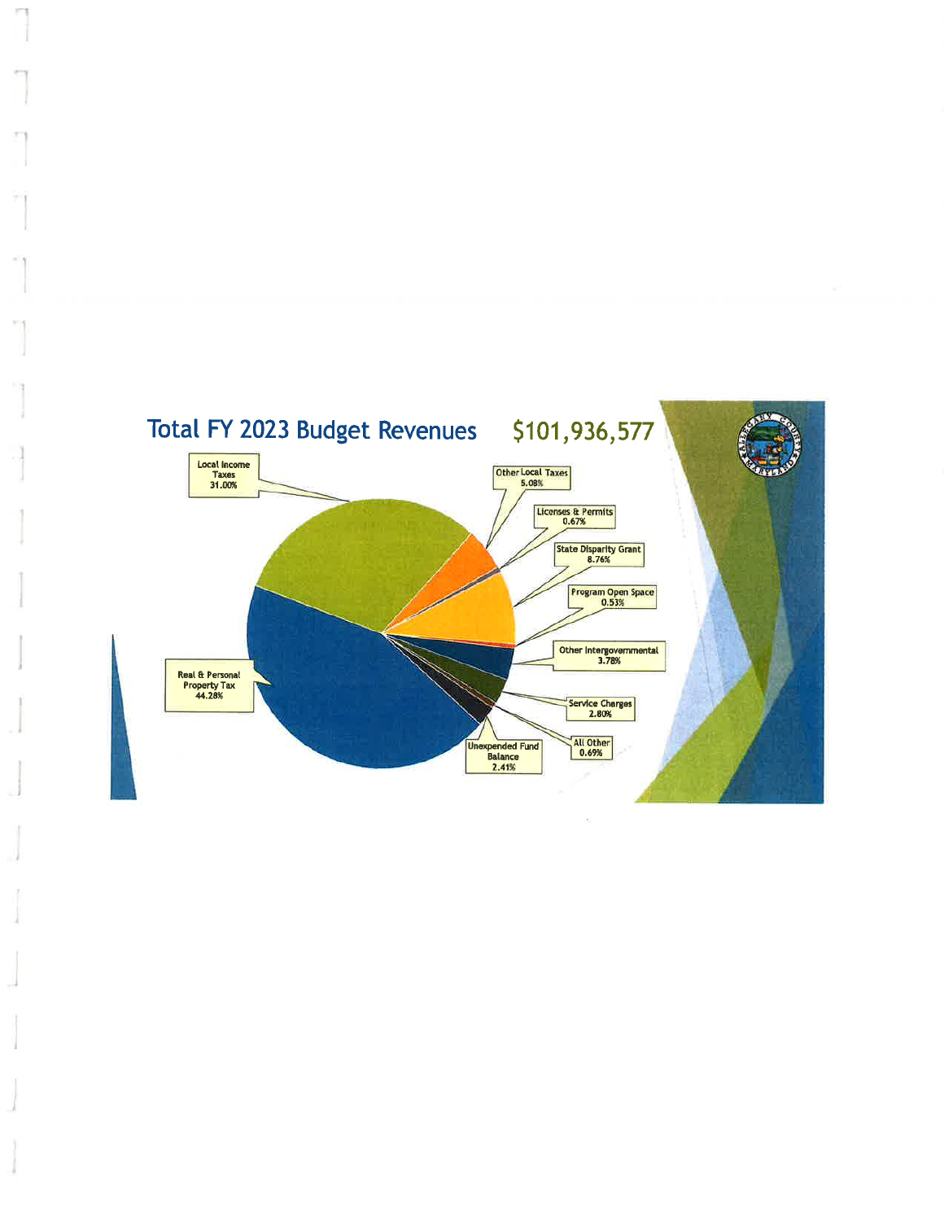## Total FY 2023 Budget Revenues $101,936,577

| Revenue Source | Percent |
| --- | --- |
| Local Income Taxes | 31.00% |
| Other Local Taxes | 5.08% |
| Licenses & Permits | 0.67% |
| State Disparity Grant | 8.76% |
| Program Open Space | 0.53% |
| Other Intergovernmental | 3.78% |
| Service Charges | 2.80% |
| All Other | 0.69% |
| Unexpended Fund Balance | 2.41% |
| Real & Personal Property Tax | 44.28% |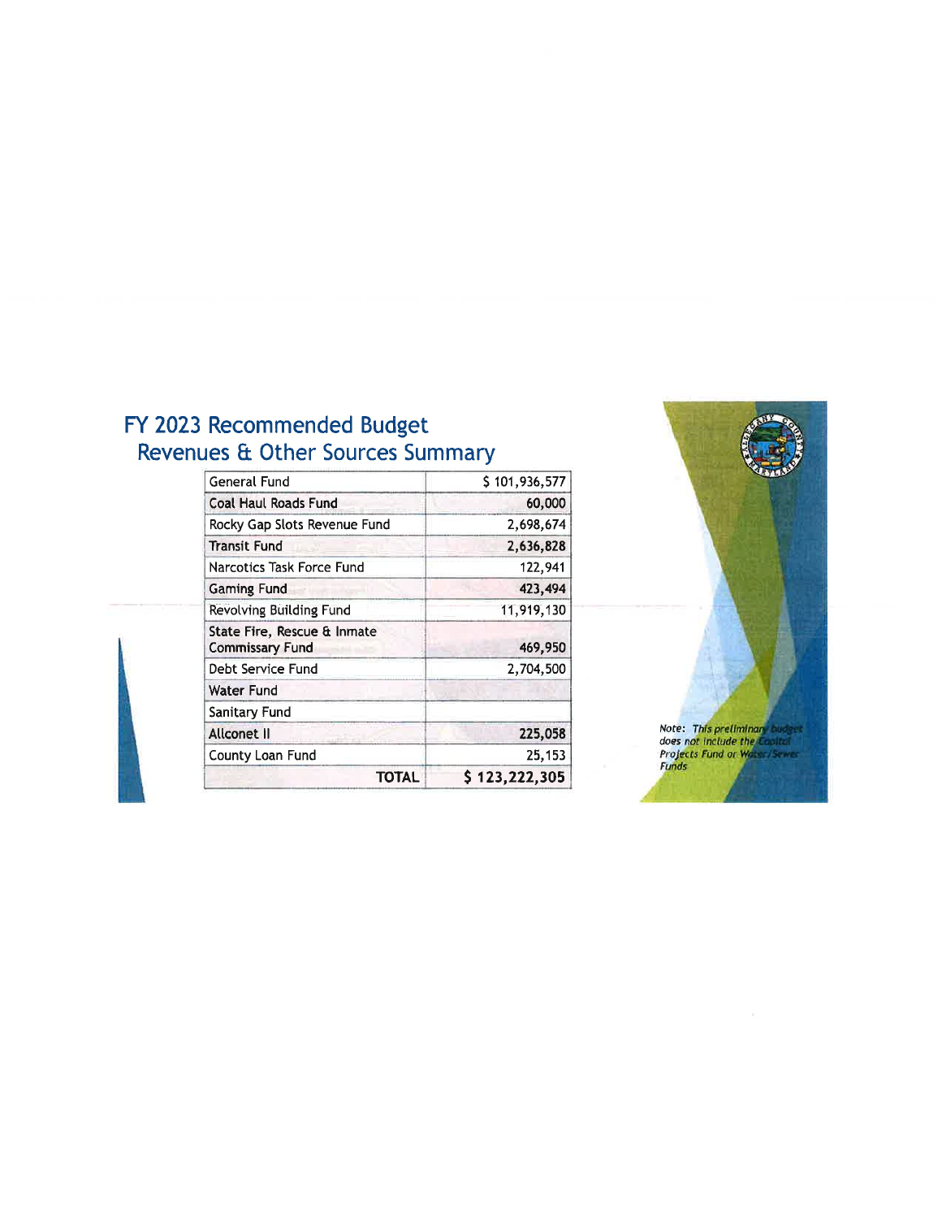# FY 2023 Recommended Budget
## Revenues & Other Sources Summary

| Fund | Amount |
|---|---|
| General Fund | $ 101,936,577 |
| Coal Haul Roads Fund | 60,000 |
| Rocky Gap Slots Revenue Fund | 2,698,674 |
| Transit Fund | 2,636,828 |
| Narcotics Task Force Fund | 122,941 |
| Gaming Fund | 423,494 |
| Revolving Building Fund | 11,919,130 |
| State Fire, Rescue & Inmate Commissary Fund | 469,950 |
| Debt Service Fund | 2,704,500 |
| Water Fund | |
| Sanitary Fund | |
| Allconet II | 225,058 |
| County Loan Fund | 25,153 |
| **TOTAL** | **$ 123,222,305** |

Note: *This preliminary budget does not include the Capital Projects Fund or Water/Sewer Funds*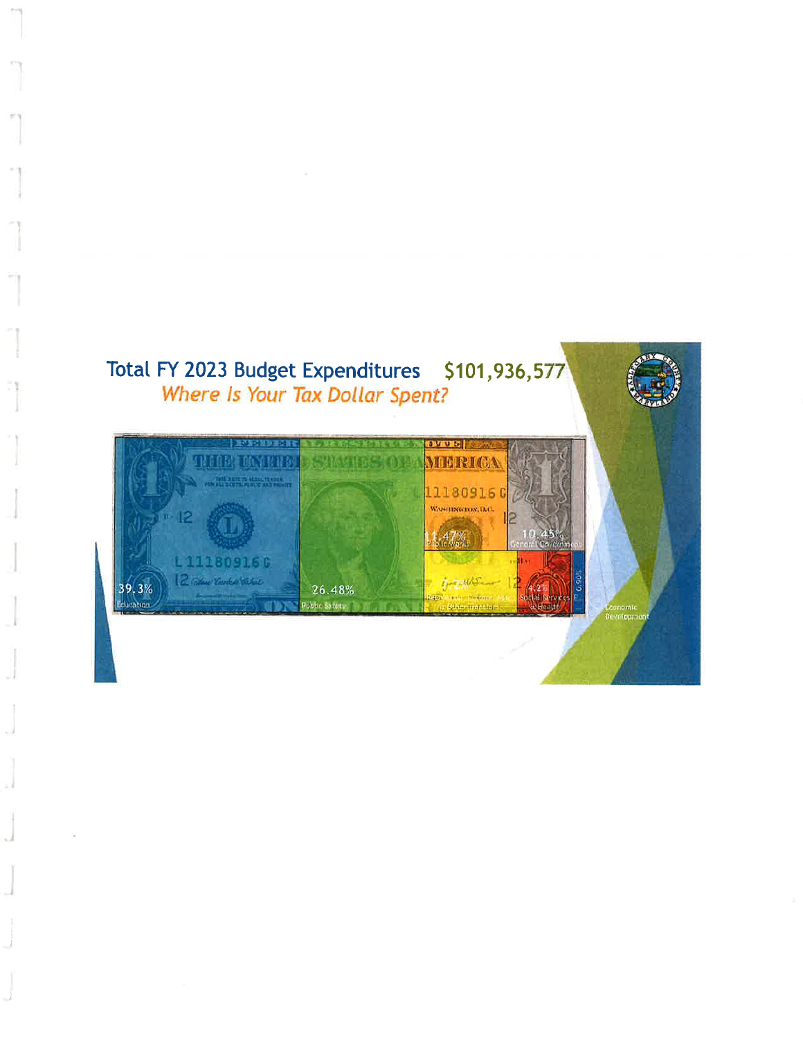# Total FY 2023 Budget Expenditures $101,936,577

*Where Is Your Tax Dollar Spent?*

| Category | Percentage |
| --- | --- |
| Education | 39.3% |
| Public Safety | 26.48% |
| Public Works | 11.47% |
| General Government | 10.45% |
| Recreation, Culture, Aid & Other Transfers | 7.2% |
| Social Services & Health | 4.2% |
| Economic Development | 0.90% |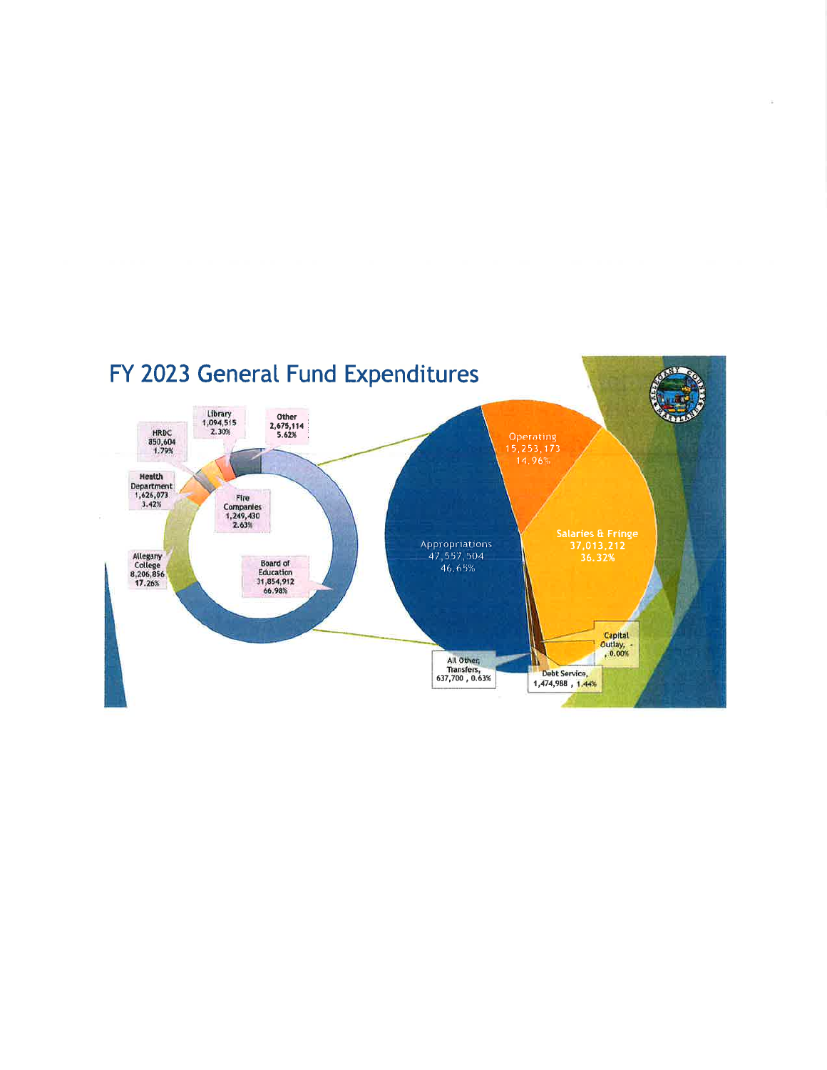# FY 2023 General Fund Expenditures

| Category | Amount | Percent |
| --- | --- | --- |
| Appropriations | 47,557,504 | 46.65% |
| Operating | 15,253,173 | 14.96% |
| Salaries & Fringe | 37,013,212 | 36.32% |
| Capital Outlay | - | 0.00% |
| Debt Service | 1,474,988 | 1.44% |
| All Other, Transfers | 637,700 | 0.63% |

| Appropriations | Amount | Percent |
| --- | --- | --- |
| Board of Education | 31,854,912 | 66.98% |
| Allegany College | 8,206,856 | 17.26% |
| Health Department | 1,626,073 | 3.42% |
| HRDC | 850,604 | 1.79% |
| Library | 1,094,515 | 2.30% |
| Fire Companies | 1,249,430 | 2.63% |
| Other | 2,675,114 | 5.62% |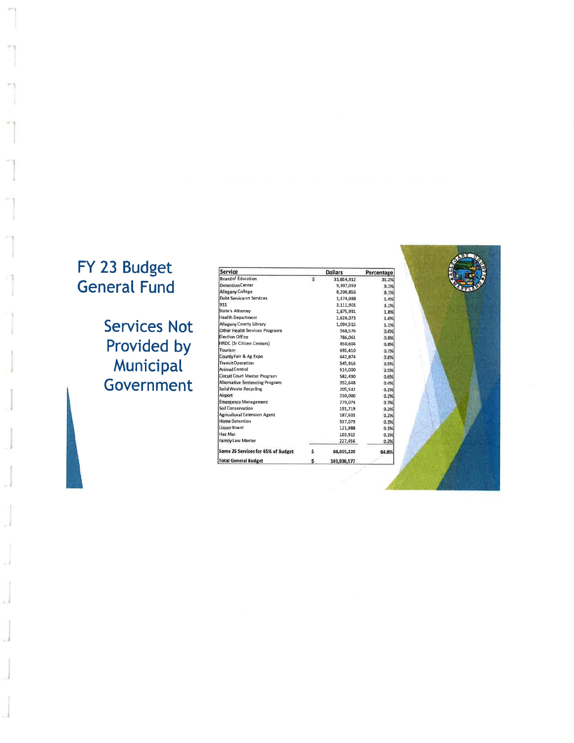# FY 23 Budget General Fund

## Services Not Provided by Municipal Government

| Service | | Dollars | Percentage |
|---|---|---|---|
| Board of Education | $ | 31,854,912 | 31.2% |
| Detention Center | | 9,307,039 | 9.1% |
| Allegany College | | 8,206,856 | 8.1% |
| Debt Service on Services | | 1,474,988 | 1.4% |
| 911 | | 3,111,901 | 3.1% |
| State's Attorney | | 1,875,991 | 1.8% |
| Health Department | | 1,626,073 | 1.6% |
| Allegany County Library | | 1,094,515 | 1.1% |
| Other Health Services Programs | | 568,576 | 0.6% |
| Election Office | | 786,061 | 0.8% |
| HRDC (Sr Citizen Centers) | | 850,604 | 0.8% |
| Tourism | | 695,410 | 0.7% |
| County Fair & Ag Expo | | 642,874 | 0.6% |
| Transit Operation | | 545,916 | 0.5% |
| Animal Control | | 514,000 | 0.5% |
| Circuit Court Master Program | | 582,490 | 0.6% |
| Alternative Sentencing Program | | 392,648 | 0.4% |
| Solid Waste Recycling | | 205,532 | 0.2% |
| Airport | | 230,000 | 0.2% |
| Emergency Management | | 279,074 | 0.3% |
| Soil Conservation | | 191,719 | 0.2% |
| Agricultural Extension Agent | | 187,603 | 0.2% |
| Home Detention | | 337,079 | 0.3% |
| Liquor Board | | 121,988 | 0.1% |
| Haz Mat | | 103,915 | 0.1% |
| Family Law Master | | 227,456 | 0.2% |
| **Some 26 Services for 65% of Budget** | $ | 66,015,220 | 64.8% |
| **Total General Budget** | $ | 101,936,577 | |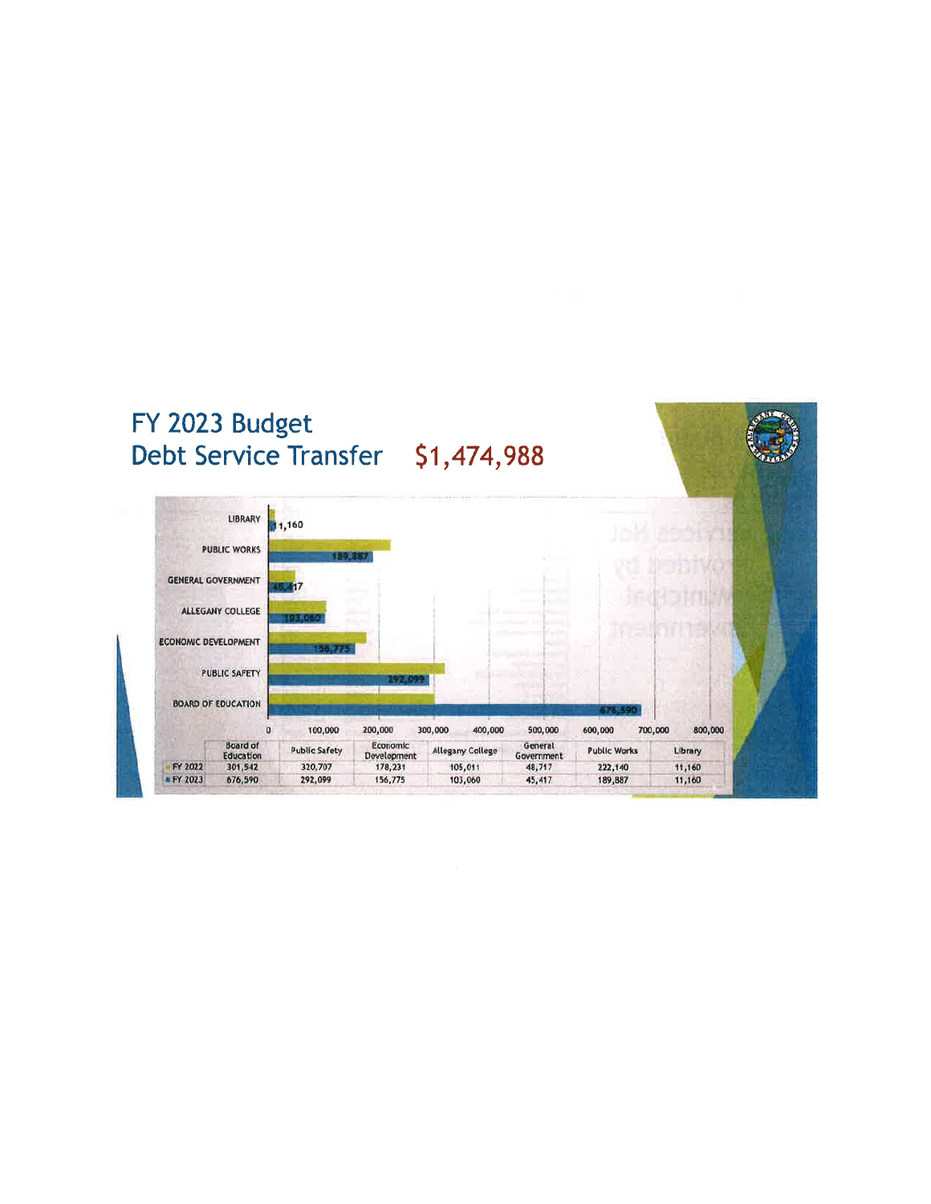# FY 2023 Budget
## Debt Service Transfer $1,474,988

| | Board of Education | Public Safety | Economic Development | Allegany College | General Government | Public Works | Library |
|---|---|---|---|---|---|---|---|
| FY 2022 | 301,542 | 320,707 | 178,231 | 105,011 | 48,717 | 222,140 | 11,160 |
| FY 2023 | 676,590 | 292,099 | 156,775 | 103,060 | 45,417 | 189,887 | 11,160 |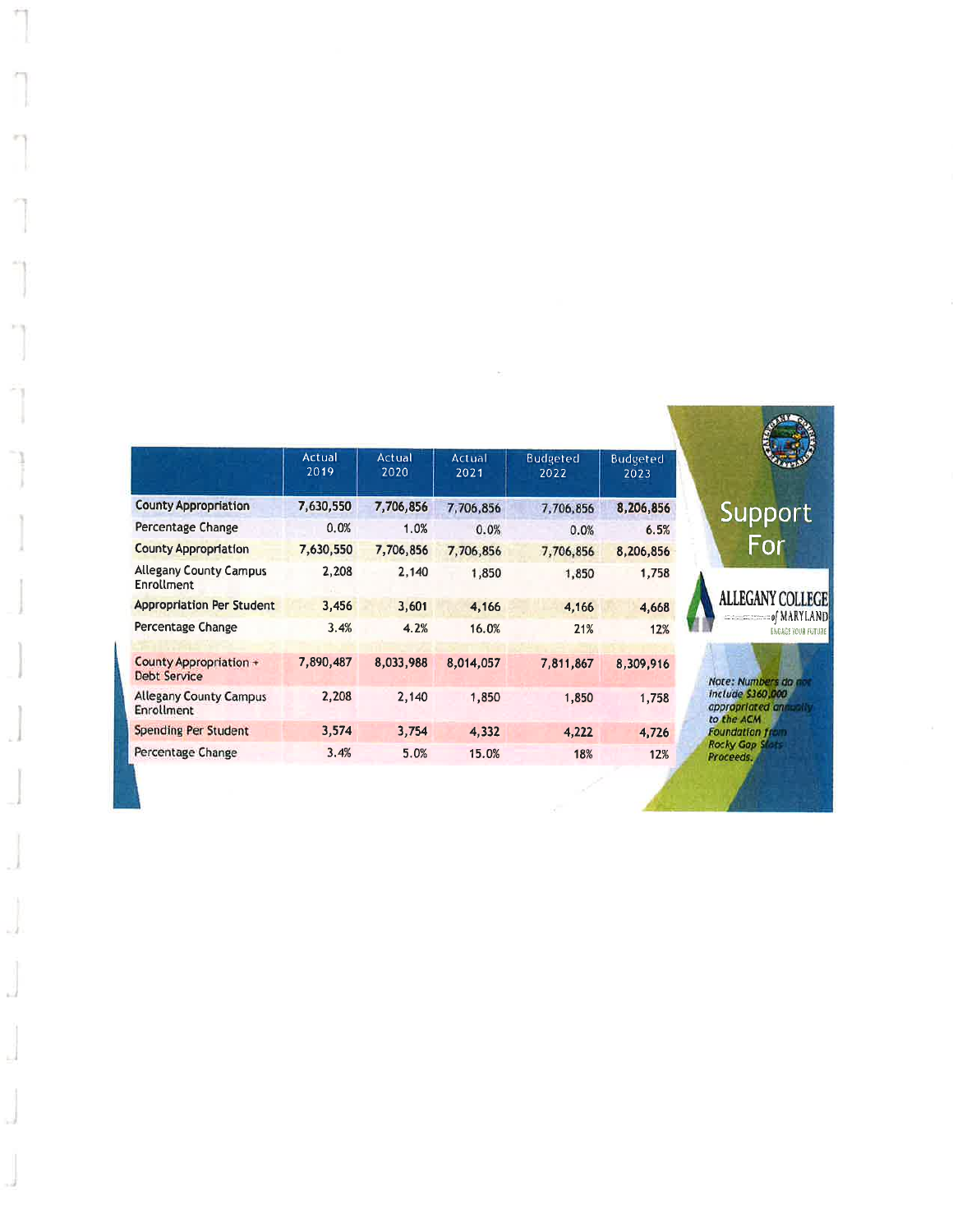## Support For Allegany College of Maryland

| | Actual 2019 | Actual 2020 | Actual 2021 | Budgeted 2022 | Budgeted 2023 |
|---|---|---|---|---|---|
| County Appropriation | 7,630,550 | 7,706,856 | 7,706,856 | 7,706,856 | 8,206,856 |
| Percentage Change | 0.0% | 1.0% | 0.0% | 0.0% | 6.5% |
| County Appropriation | 7,630,550 | 7,706,856 | 7,706,856 | 7,706,856 | 8,206,856 |
| Allegany County Campus Enrollment | 2,208 | 2,140 | 1,850 | 1,850 | 1,758 |
| Appropriation Per Student | 3,456 | 3,601 | 4,166 | 4,166 | 4,668 |
| Percentage Change | 3.4% | 4.2% | 16.0% | 21% | 12% |
| County Appropriation + Debt Service | 7,890,487 | 8,033,988 | 8,014,057 | 7,811,867 | 8,309,916 |
| Allegany County Campus Enrollment | 2,208 | 2,140 | 1,850 | 1,850 | 1,758 |
| Spending Per Student | 3,574 | 3,754 | 4,332 | 4,222 | 4,726 |
| Percentage Change | 3.4% | 5.0% | 15.0% | 18% | 12% |

*Note: Numbers do not include $360,000 appropriated annually to the ACM Foundation from Rocky Gap Slots Proceeds.*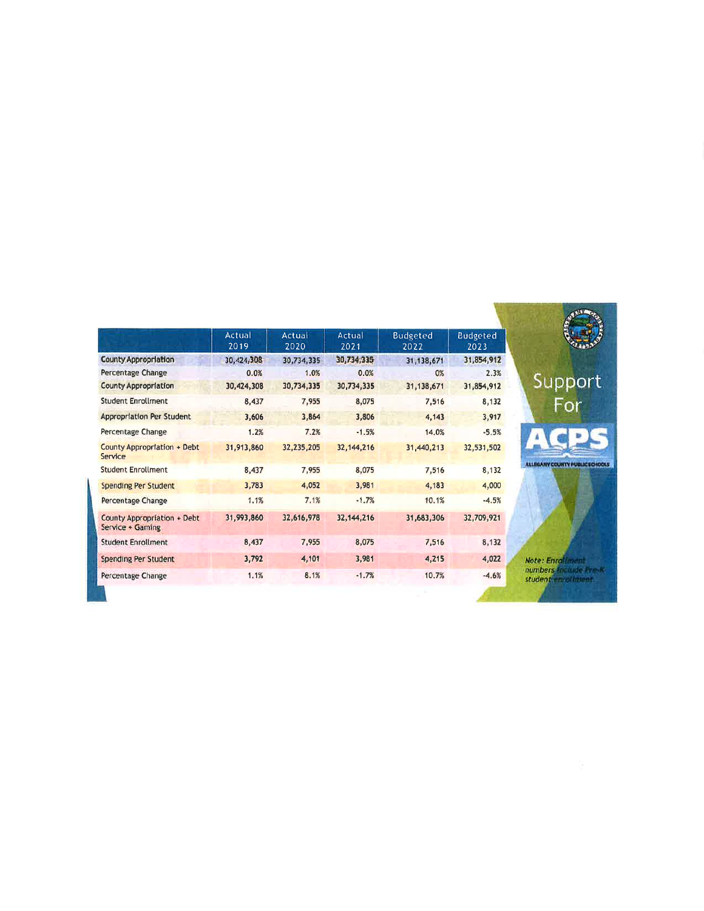# Support For ACPS

ALLEGANY COUNTY PUBLIC SCHOOLS

| | Actual 2019 | Actual 2020 | Actual 2021 | Budgeted 2022 | Budgeted 2023 |
|---|---|---|---|---|---|
| County Appropriation | 30,424,308 | 30,734,335 | 30,734,335 | 31,138,671 | 31,854,912 |
| Percentage Change | 0.0% | 1.0% | 0.0% | 0% | 2.3% |
| County Appropriation | 30,424,308 | 30,734,335 | 30,734,335 | 31,138,671 | 31,854,912 |
| Student Enrollment | 8,437 | 7,955 | 8,075 | 7,516 | 8,132 |
| Appropriation Per Student | 3,606 | 3,864 | 3,806 | 4,143 | 3,917 |
| Percentage Change | 1.2% | 7.2% | -1.5% | 14.0% | -5.5% |
| County Appropriation + Debt Service | 31,913,860 | 32,235,205 | 32,144,216 | 31,440,213 | 32,531,502 |
| Student Enrollment | 8,437 | 7,955 | 8,075 | 7,516 | 8,132 |
| Spending Per Student | 3,783 | 4,052 | 3,981 | 4,183 | 4,000 |
| Percentage Change | 1.1% | 7.1% | -1.7% | 10.1% | -4.5% |
| County Appropriation + Debt Service + Gaming | 31,993,860 | 32,616,978 | 32,144,216 | 31,683,306 | 32,709,921 |
| Student Enrollment | 8,437 | 7,955 | 8,075 | 7,516 | 8,132 |
| Spending Per Student | 3,792 | 4,101 | 3,981 | 4,215 | 4,022 |
| Percentage Change | 1.1% | 8.1% | -1.7% | 10.7% | -4.6% |

*Note: Enrollment numbers include Pre-K student enrollment*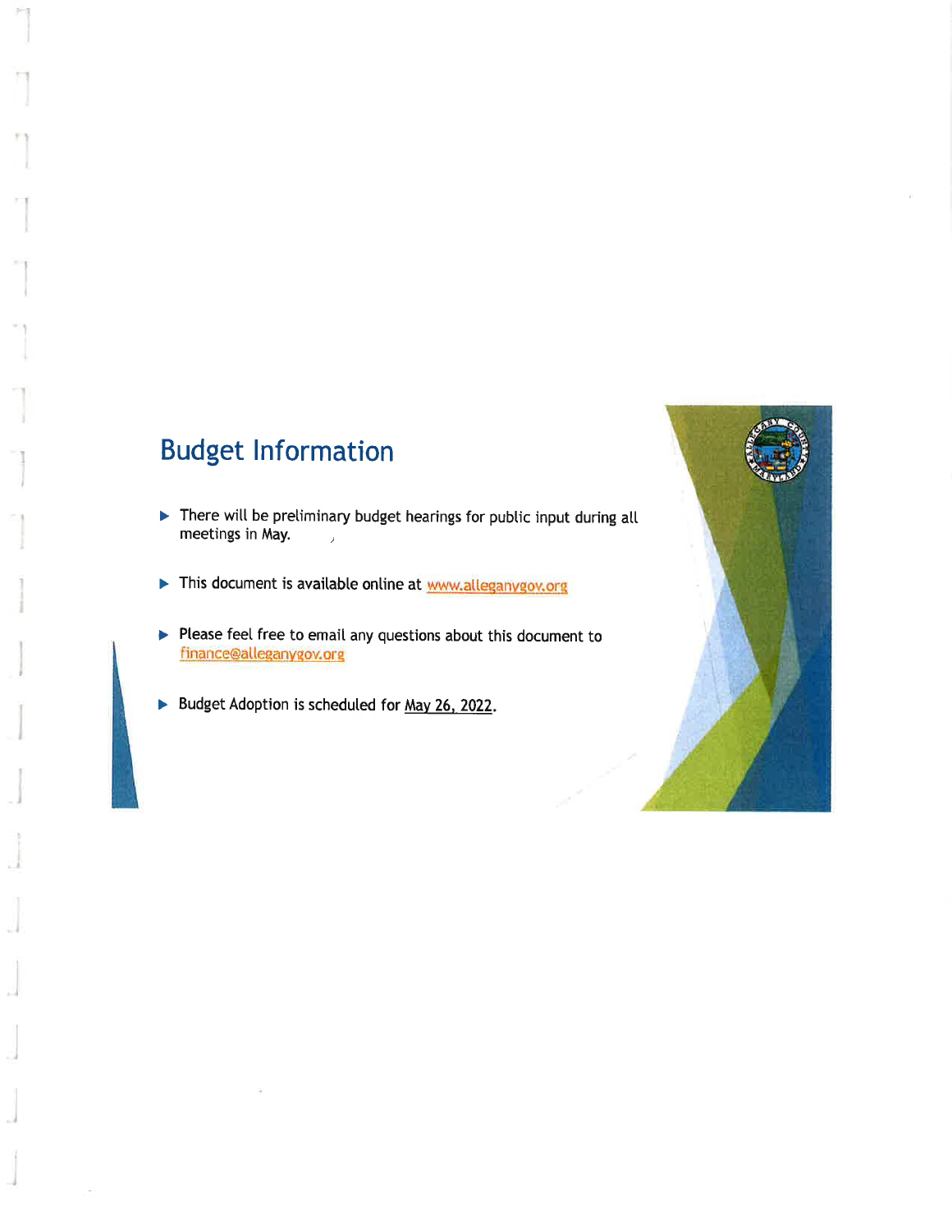# Budget Information

- There will be preliminary budget hearings for public input during all meetings in May.
- This document is available online at www.alleganygov.org
- Please feel free to email any questions about this document to finance@alleganygov.org
- Budget Adoption is scheduled for May 26, 2022.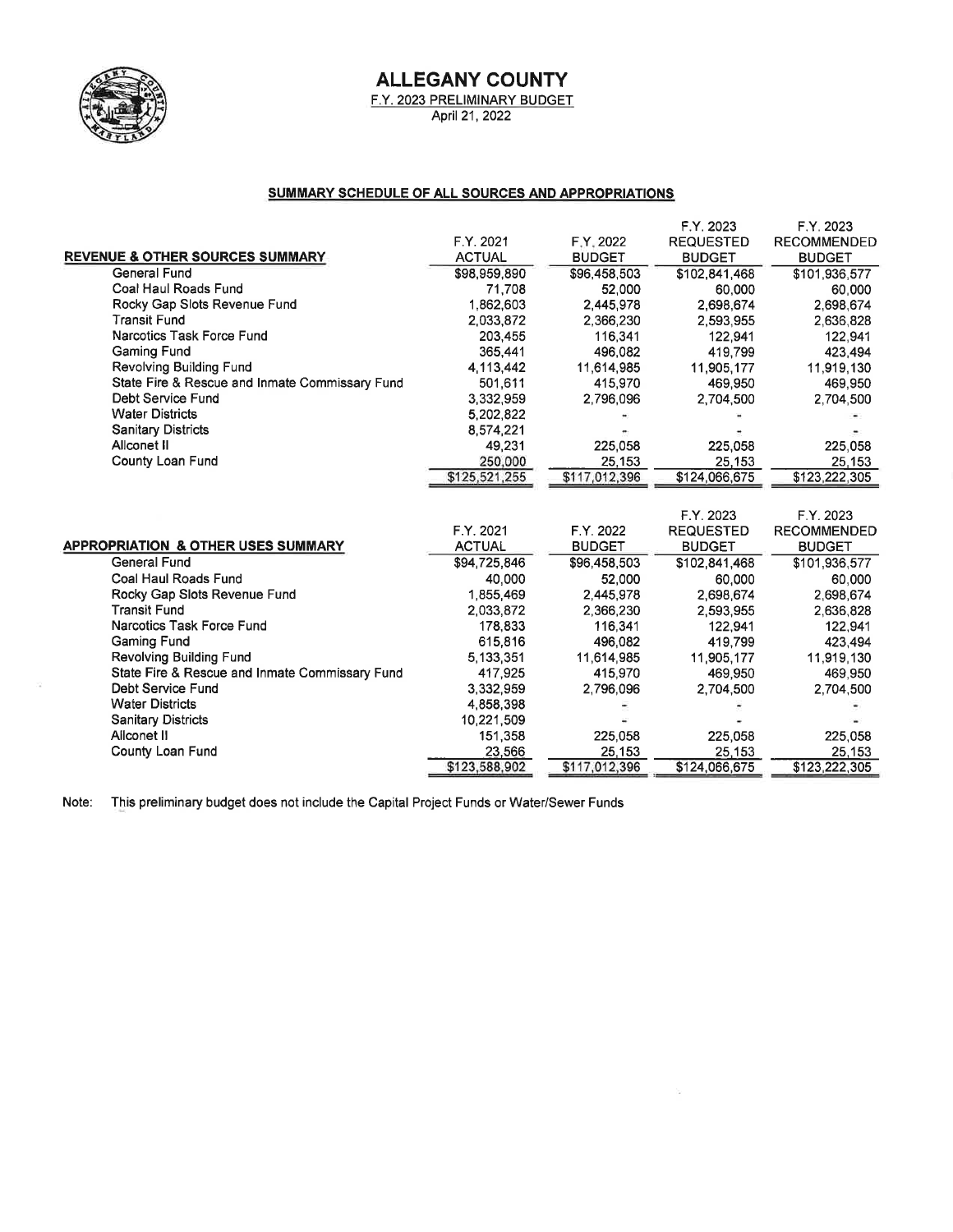# ALLEGANY COUNTY

F.Y. 2023 PRELIMINARY BUDGET
April 21, 2022

## SUMMARY SCHEDULE OF ALL SOURCES AND APPROPRIATIONS

| REVENUE & OTHER SOURCES SUMMARY | F.Y. 2021 ACTUAL | F.Y. 2022 BUDGET | F.Y. 2023 REQUESTED BUDGET | F.Y. 2023 RECOMMENDED BUDGET |
|---|---|---|---|---|
| General Fund | $98,959,890 | $96,458,503 | $102,841,468 | $101,936,577 |
| Coal Haul Roads Fund | 71,708 | 52,000 | 60,000 | 60,000 |
| Rocky Gap Slots Revenue Fund | 1,862,603 | 2,445,978 | 2,698,674 | 2,698,674 |
| Transit Fund | 2,033,872 | 2,366,230 | 2,593,955 | 2,636,828 |
| Narcotics Task Force Fund | 203,455 | 116,341 | 122,941 | 122,941 |
| Gaming Fund | 365,441 | 496,082 | 419,799 | 423,494 |
| Revolving Building Fund | 4,113,442 | 11,614,985 | 11,905,177 | 11,919,130 |
| State Fire & Rescue and Inmate Commissary Fund | 501,611 | 415,970 | 469,950 | 469,950 |
| Debt Service Fund | 3,332,959 | 2,796,096 | 2,704,500 | 2,704,500 |
| Water Districts | 5,202,822 | - | - | - |
| Sanitary Districts | 8,574,221 | - | - | - |
| Allconet II | 49,231 | 225,058 | 225,058 | 225,058 |
| County Loan Fund | 250,000 | 25,153 | 25,153 | 25,153 |
| | $125,521,255 | $117,012,396 | $124,066,675 | $123,222,305 |

| APPROPRIATION & OTHER USES SUMMARY | F.Y. 2021 ACTUAL | F.Y. 2022 BUDGET | F.Y. 2023 REQUESTED BUDGET | F.Y. 2023 RECOMMENDED BUDGET |
|---|---|---|---|---|
| General Fund | $94,725,846 | $96,458,503 | $102,841,468 | $101,936,577 |
| Coal Haul Roads Fund | 40,000 | 52,000 | 60,000 | 60,000 |
| Rocky Gap Slots Revenue Fund | 1,855,469 | 2,445,978 | 2,698,674 | 2,698,674 |
| Transit Fund | 2,033,872 | 2,366,230 | 2,593,955 | 2,636,828 |
| Narcotics Task Force Fund | 178,833 | 116,341 | 122,941 | 122,941 |
| Gaming Fund | 615,816 | 496,082 | 419,799 | 423,494 |
| Revolving Building Fund | 5,133,351 | 11,614,985 | 11,905,177 | 11,919,130 |
| State Fire & Rescue and Inmate Commissary Fund | 417,925 | 415,970 | 469,950 | 469,950 |
| Debt Service Fund | 3,332,959 | 2,796,096 | 2,704,500 | 2,704,500 |
| Water Districts | 4,858,398 | - | - | - |
| Sanitary Districts | 10,221,509 | - | - | - |
| Allconet II | 151,358 | 225,058 | 225,058 | 225,058 |
| County Loan Fund | 23,566 | 25,153 | 25,153 | 25,153 |
| | $123,588,902 | $117,012,396 | $124,066,675 | $123,222,305 |

Note: This preliminary budget does not include the Capital Project Funds or Water/Sewer Funds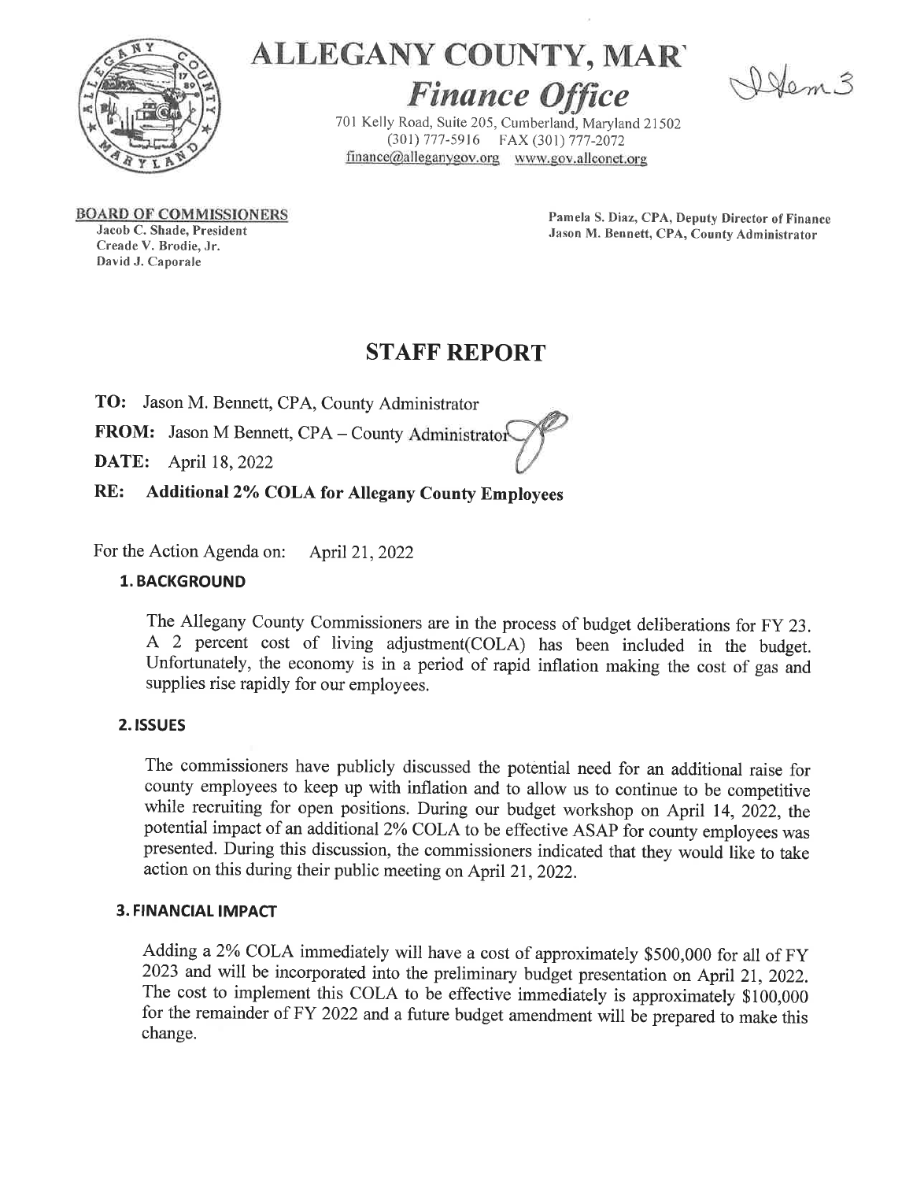# ALLEGANY COUNTY, MAR'

## *Finance Office*

Item 3

701 Kelly Road, Suite 205, Cumberland, Maryland 21502
(301) 777-5916 FAX (301) 777-2072
finance@alleganygov.org www.gov.allconet.org

BOARD OF COMMISSIONERS
Jacob C. Shade, President
Creade V. Brodie, Jr.
David J. Caporale

Pamela S. Diaz, CPA, Deputy Director of Finance
Jason M. Bennett, CPA, County Administrator

# STAFF REPORT

**TO:** Jason M. Bennett, CPA, County Administrator

**FROM:** Jason M Bennett, CPA – County Administrator

**DATE:** April 18, 2022

**RE: Additional 2% COLA for Allegany County Employees**

For the Action Agenda on: April 21, 2022

### 1. BACKGROUND

The Allegany County Commissioners are in the process of budget deliberations for FY 23. A 2 percent cost of living adjustment(COLA) has been included in the budget. Unfortunately, the economy is in a period of rapid inflation making the cost of gas and supplies rise rapidly for our employees.

### 2. ISSUES

The commissioners have publicly discussed the potential need for an additional raise for county employees to keep up with inflation and to allow us to continue to be competitive while recruiting for open positions. During our budget workshop on April 14, 2022, the potential impact of an additional 2% COLA to be effective ASAP for county employees was presented. During this discussion, the commissioners indicated that they would like to take action on this during their public meeting on April 21, 2022.

### 3. FINANCIAL IMPACT

Adding a 2% COLA immediately will have a cost of approximately $500,000 for all of FY 2023 and will be incorporated into the preliminary budget presentation on April 21, 2022. The cost to implement this COLA to be effective immediately is approximately $100,000 for the remainder of FY 2022 and a future budget amendment will be prepared to make this change.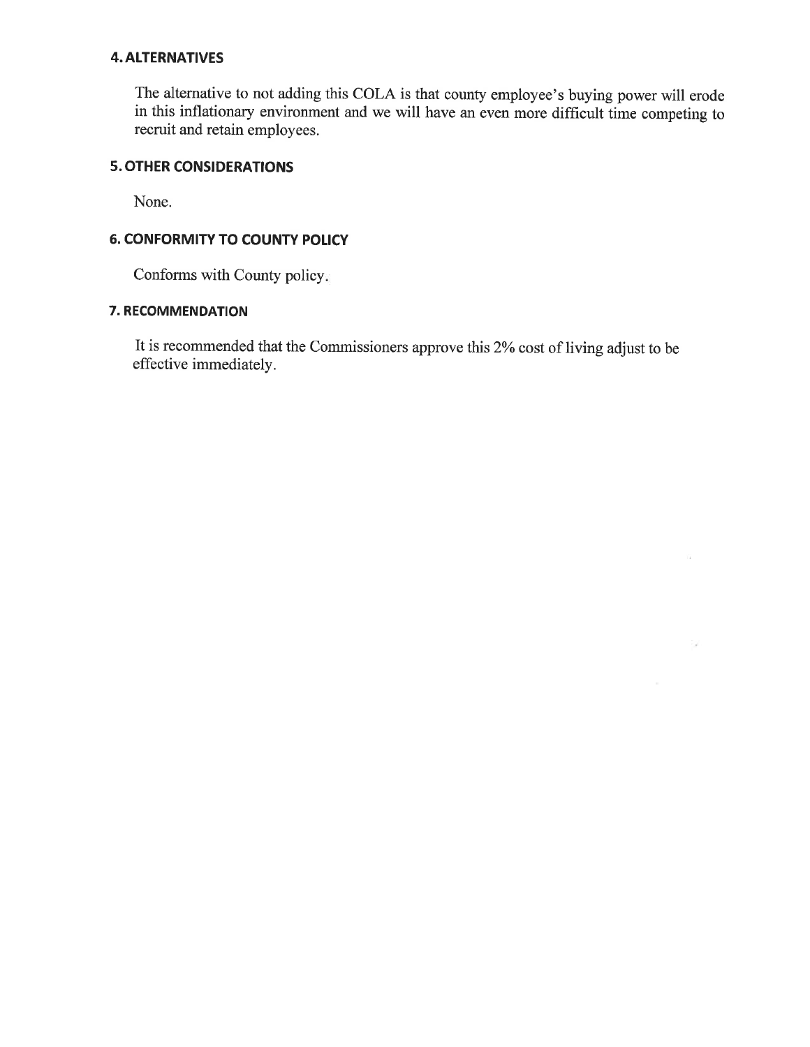### 4. ALTERNATIVES

The alternative to not adding this COLA is that county employee's buying power will erode in this inflationary environment and we will have an even more difficult time competing to recruit and retain employees.

### 5. OTHER CONSIDERATIONS

None.

### 6. CONFORMITY TO COUNTY POLICY

Conforms with County policy.

### 7. RECOMMENDATION

It is recommended that the Commissioners approve this 2% cost of living adjust to be effective immediately.